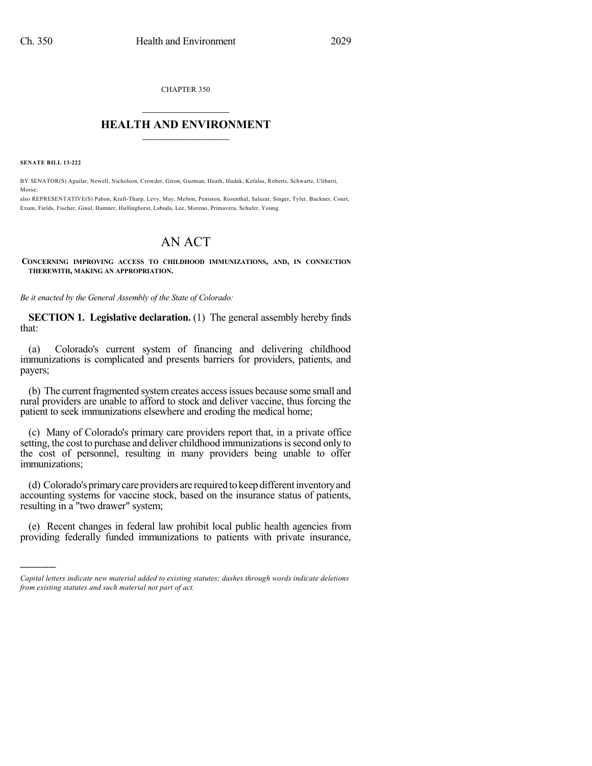CHAPTER 350

# HEALTH AND ENVIRONMENT

**SENATE BILL 13-222**

BY SENATOR(S) Aguilar, Newell, Nicholson, Crowder, Giron, Guzman, Heath, Hudak, Kefalas, Roberts, Schwartz, Ulibarri, Morse;

also REPRESENTATIVE(S) Pabon, Kraft-Tharp, Levy, May, Melton, Peniston, Rosenthal, Salazar, Singer, Tyler, Buckner, Court, Exum, Fields, Fischer, Ginal, Hamner, Hullinghorst, Labuda, Lee, Moreno, Primavera, Schafer, Young.

# AN ACT

**CONCERNING IMPROVING ACCESS TO CHILDHOOD IMMUNIZATIONS, AND, IN CONNECTION THEREWITH, MAKING AN APPROPRIATION.**

*Be it enacted by the General Assembly of the State of Colorado:*

**SECTION 1. Legislative declaration.** (1) The general assembly hereby finds that:

(a) Colorado's current system of financing and delivering childhood immunizations is complicated and presents barriers for providers, patients, and payers;

(b) The current fragmented system creates access issues because some small and rural providers are unable to afford to stock and deliver vaccine, thus forcing the patient to seek immunizations elsewhere and eroding the medical home;

(c) Many of Colorado's primary care providers report that, in a private office setting, the cost to purchase and deliver childhood immunizations is second only to the cost of personnel, resulting in many providers being unable to offer immunizations;

(d) Colorado's primary care providers are required to keep different inventory and accounting systems for vaccine stock, based on the insurance status of patients, resulting in a "two drawer" system;

(e) Recent changes in federal law prohibit local public health agencies from providing federally funded immunizations to patients with private insurance,

*Capital letters indicate new material added to existing statutes; dashes through words indicate deletions from existing statutes and such material not part of act.*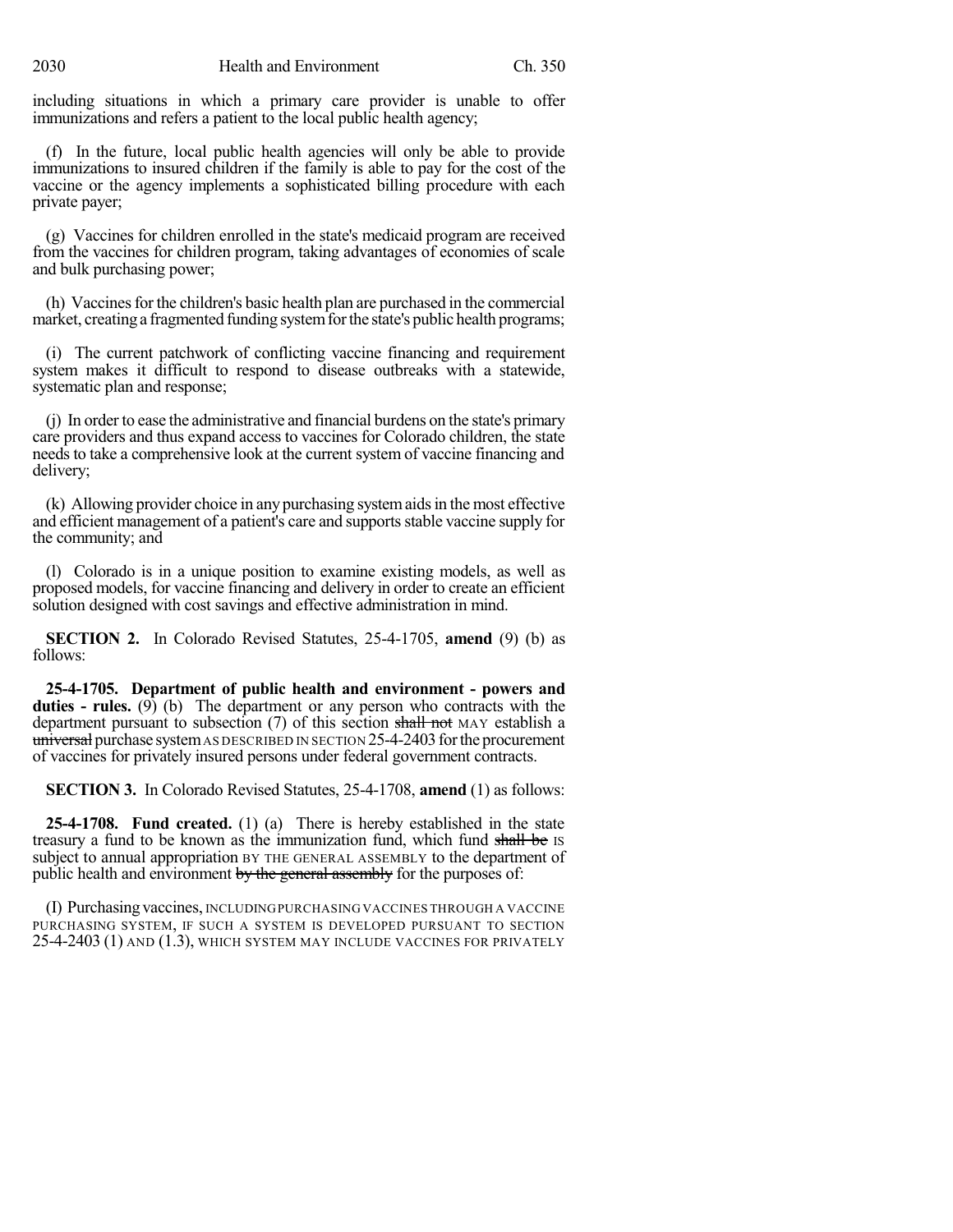including situations in which a primary care provider is unable to offer immunizations and refers a patient to the local public health agency;

(f) In the future, local public health agencies will only be able to provide immunizations to insured children if the family is able to pay for the cost of the vaccine or the agency implements a sophisticated billing procedure with each private payer;

(g) Vaccines for children enrolled in the state's medicaid program are received from the vaccines for children program, taking advantages of economies of scale and bulk purchasing power;

(h) Vaccines for the children's basic health plan are purchased in the commercial market, creating a fragmented funding system for the state's public health programs;

(i) The current patchwork of conflicting vaccine financing and requirement system makes it difficult to respond to disease outbreaks with a statewide, systematic plan and response;

(j) In order to ease the administrative and financial burdens on the state's primary care providers and thus expand access to vaccines for Colorado children, the state needs to take a comprehensive look at the current system of vaccine financing and delivery;

(k) Allowing provider choice in any purchasing system aids in the most effective and efficient management of a patient's care and supports stable vaccine supply for the community; and

(l) Colorado is in a unique position to examine existing models, as well as proposed models, for vaccine financing and delivery in order to create an efficient solution designed with cost savings and effective administration in mind.

**SECTION 2.** In Colorado Revised Statutes, 25-4-1705, **amend** (9) (b) as follows:

**25-4-1705. Department of public health and environment - powers and duties - rules.** (9) (b) The department or any person who contracts with the department pursuant to subsection (7) of this section ~~shall not~~ MAY establish a ~~universal~~ purchase system AS DESCRIBED IN SECTION 25-4-2403 for the procurement of vaccines for privately insured persons under federal government contracts.

**SECTION 3.** In Colorado Revised Statutes, 25-4-1708, **amend** (1) as follows:

**25-4-1708. Fund created.** (1) (a) There is hereby established in the state treasury a fund to be known as the immunization fund, which fund ~~shall be~~ IS subject to annual appropriation BY THE GENERAL ASSEMBLY to the department of public health and environment ~~by the general assembly~~ for the purposes of:

(I) Purchasing vaccines, INCLUDING PURCHASING VACCINES THROUGH A VACCINE PURCHASING SYSTEM, IF SUCH A SYSTEM IS DEVELOPED PURSUANT TO SECTION 25-4-2403 (1) AND (1.3), WHICH SYSTEM MAY INCLUDE VACCINES FOR PRIVATELY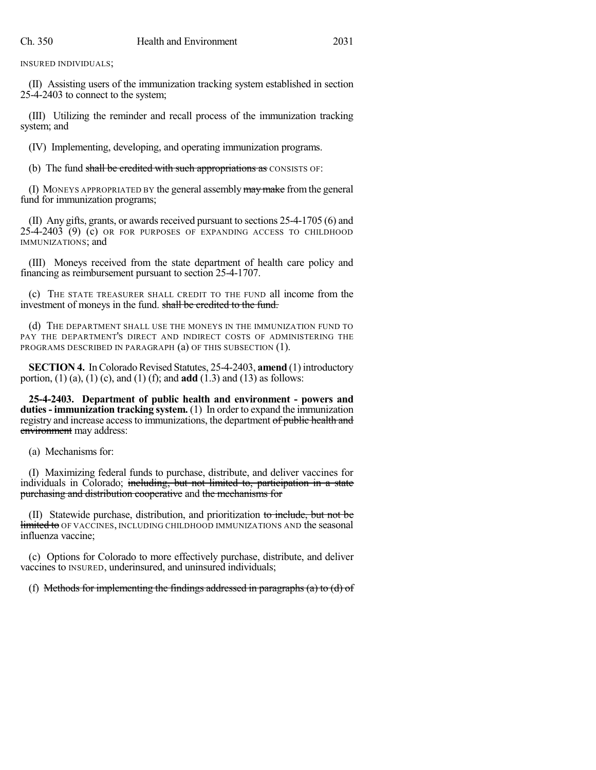INSURED INDIVIDUALS;

(II) Assisting users of the immunization tracking system established in section 25-4-2403 to connect to the system;

(III) Utilizing the reminder and recall process of the immunization tracking system; and

(IV) Implementing, developing, and operating immunization programs.

(b) The fund ~~shall be credited with such appropriations as~~ CONSISTS OF:

(I) MONEYS APPROPRIATED BY the general assembly ~~may make~~ from the general fund for immunization programs;

(II) Any gifts, grants, or awards received pursuant to sections 25-4-1705 (6) and 25-4-2403 (9) (c) OR FOR PURPOSES OF EXPANDING ACCESS TO CHILDHOOD IMMUNIZATIONS; and

(III) Moneys received from the state department of health care policy and financing as reimbursement pursuant to section 25-4-1707.

(c) THE STATE TREASURER SHALL CREDIT TO THE FUND all income from the investment of moneys in the fund. ~~shall be credited to the fund.~~

(d) THE DEPARTMENT SHALL USE THE MONEYS IN THE IMMUNIZATION FUND TO PAY THE DEPARTMENT'S DIRECT AND INDIRECT COSTS OF ADMINISTERING THE PROGRAMS DESCRIBED IN PARAGRAPH (a) OF THIS SUBSECTION (1).

**SECTION 4.** In Colorado Revised Statutes, 25-4-2403, **amend** (1) introductory portion, (1) (a), (1) (c), and (1) (f); and **add** (1.3) and (13) as follows:

**25-4-2403. Department of public health and environment - powers and duties - immunization tracking system.** (1) In order to expand the immunization registry and increase access to immunizations, the department ~~of public health and environment~~ may address:

(a) Mechanisms for:

(I) Maximizing federal funds to purchase, distribute, and deliver vaccines for individuals in Colorado; ~~including, but not limited to, participation in a state purchasing and distribution cooperative~~ and ~~the mechanisms for~~

(II) Statewide purchase, distribution, and prioritization ~~to include, but not be limited to~~ OF VACCINES, INCLUDING CHILDHOOD IMMUNIZATIONS AND the seasonal influenza vaccine;

(c) Options for Colorado to more effectively purchase, distribute, and deliver vaccines to INSURED, underinsured, and uninsured individuals;

(f) ~~Methods for implementing the findings addressed in paragraphs (a) to (d) of~~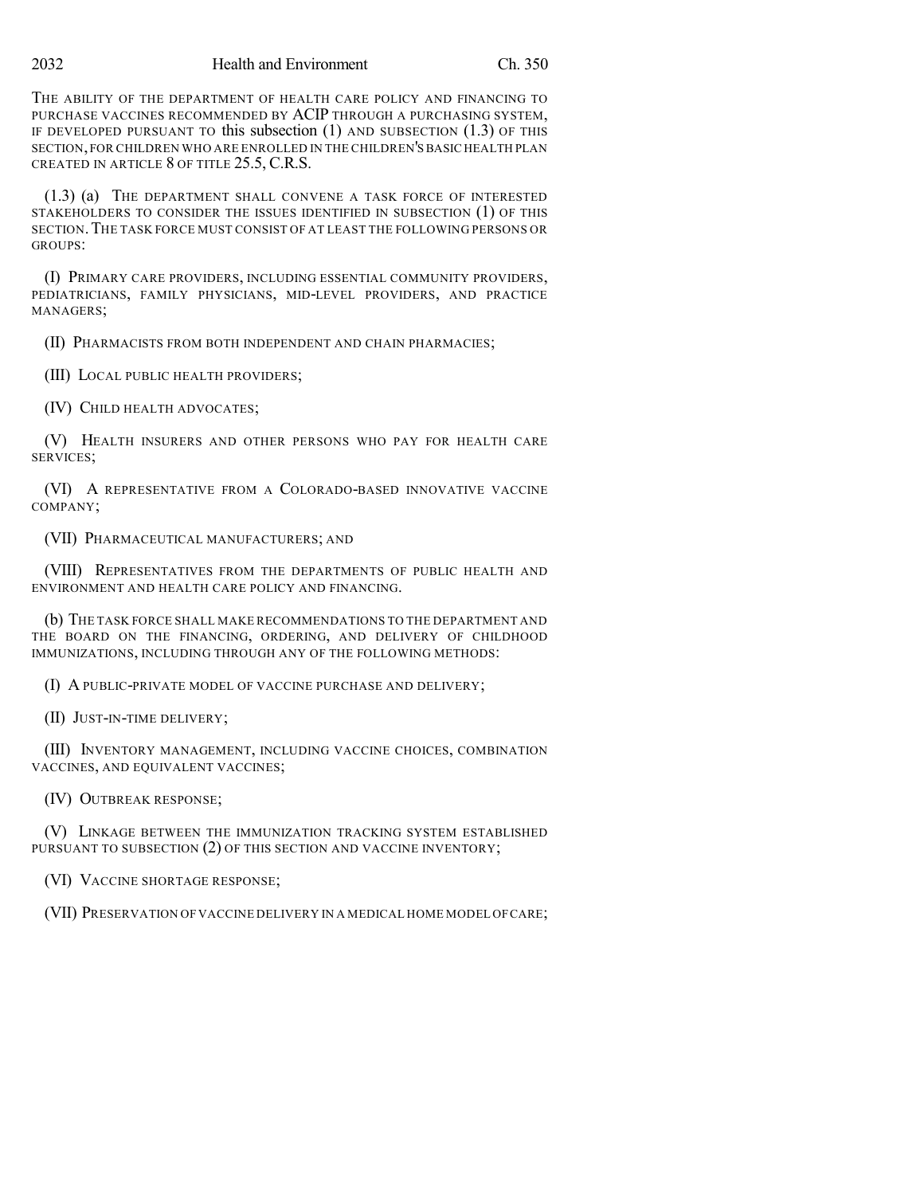THE ABILITY OF THE DEPARTMENT OF HEALTH CARE POLICY AND FINANCING TO PURCHASE VACCINES RECOMMENDED BY ACIP THROUGH A PURCHASING SYSTEM, IF DEVELOPED PURSUANT TO this subsection (1) AND SUBSECTION (1.3) OF THIS SECTION, FOR CHILDREN WHO ARE ENROLLED IN THE CHILDREN'S BASIC HEALTH PLAN CREATED IN ARTICLE 8 OF TITLE 25.5, C.R.S.

(1.3) (a) THE DEPARTMENT SHALL CONVENE A TASK FORCE OF INTERESTED STAKEHOLDERS TO CONSIDER THE ISSUES IDENTIFIED IN SUBSECTION (1) OF THIS SECTION. THE TASK FORCE MUST CONSIST OF AT LEAST THE FOLLOWING PERSONS OR GROUPS:

(I) PRIMARY CARE PROVIDERS, INCLUDING ESSENTIAL COMMUNITY PROVIDERS, PEDIATRICIANS, FAMILY PHYSICIANS, MID-LEVEL PROVIDERS, AND PRACTICE MANAGERS;

(II) PHARMACISTS FROM BOTH INDEPENDENT AND CHAIN PHARMACIES;

(III) LOCAL PUBLIC HEALTH PROVIDERS;

(IV) CHILD HEALTH ADVOCATES;

(V) HEALTH INSURERS AND OTHER PERSONS WHO PAY FOR HEALTH CARE SERVICES;

(VI) A REPRESENTATIVE FROM A COLORADO-BASED INNOVATIVE VACCINE COMPANY;

(VII) PHARMACEUTICAL MANUFACTURERS; AND

(VIII) REPRESENTATIVES FROM THE DEPARTMENTS OF PUBLIC HEALTH AND ENVIRONMENT AND HEALTH CARE POLICY AND FINANCING.

(b) THE TASK FORCE SHALL MAKE RECOMMENDATIONS TO THE DEPARTMENT AND THE BOARD ON THE FINANCING, ORDERING, AND DELIVERY OF CHILDHOOD IMMUNIZATIONS, INCLUDING THROUGH ANY OF THE FOLLOWING METHODS:

(I) A PUBLIC-PRIVATE MODEL OF VACCINE PURCHASE AND DELIVERY;

(II) JUST-IN-TIME DELIVERY;

(III) INVENTORY MANAGEMENT, INCLUDING VACCINE CHOICES, COMBINATION VACCINES, AND EQUIVALENT VACCINES;

(IV) OUTBREAK RESPONSE;

(V) LINKAGE BETWEEN THE IMMUNIZATION TRACKING SYSTEM ESTABLISHED PURSUANT TO SUBSECTION (2) OF THIS SECTION AND VACCINE INVENTORY;

(VI) VACCINE SHORTAGE RESPONSE;

(VII) PRESERVATION OF VACCINE DELIVERY IN A MEDICAL HOME MODEL OF CARE;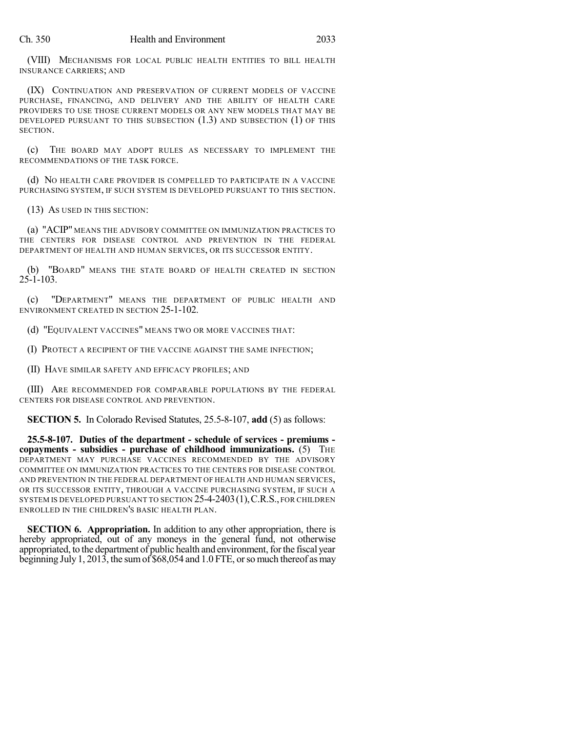(VIII) MECHANISMS FOR LOCAL PUBLIC HEALTH ENTITIES TO BILL HEALTH INSURANCE CARRIERS; AND

(IX) CONTINUATION AND PRESERVATION OF CURRENT MODELS OF VACCINE PURCHASE, FINANCING, AND DELIVERY AND THE ABILITY OF HEALTH CARE PROVIDERS TO USE THOSE CURRENT MODELS OR ANY NEW MODELS THAT MAY BE DEVELOPED PURSUANT TO THIS SUBSECTION (1.3) AND SUBSECTION (1) OF THIS SECTION.

(c) THE BOARD MAY ADOPT RULES AS NECESSARY TO IMPLEMENT THE RECOMMENDATIONS OF THE TASK FORCE.

(d) NO HEALTH CARE PROVIDER IS COMPELLED TO PARTICIPATE IN A VACCINE PURCHASING SYSTEM, IF SUCH SYSTEM IS DEVELOPED PURSUANT TO THIS SECTION.

(13) AS USED IN THIS SECTION:

(a) "ACIP" MEANS THE ADVISORY COMMITTEE ON IMMUNIZATION PRACTICES TO THE CENTERS FOR DISEASE CONTROL AND PREVENTION IN THE FEDERAL DEPARTMENT OF HEALTH AND HUMAN SERVICES, OR ITS SUCCESSOR ENTITY.

(b) "BOARD" MEANS THE STATE BOARD OF HEALTH CREATED IN SECTION 25-1-103.

(c) "DEPARTMENT" MEANS THE DEPARTMENT OF PUBLIC HEALTH AND ENVIRONMENT CREATED IN SECTION 25-1-102.

(d) "EQUIVALENT VACCINES" MEANS TWO OR MORE VACCINES THAT:

(I) PROTECT A RECIPIENT OF THE VACCINE AGAINST THE SAME INFECTION;

(II) HAVE SIMILAR SAFETY AND EFFICACY PROFILES; AND

(III) ARE RECOMMENDED FOR COMPARABLE POPULATIONS BY THE FEDERAL CENTERS FOR DISEASE CONTROL AND PREVENTION.

**SECTION 5.** In Colorado Revised Statutes, 25.5-8-107, **add** (5) as follows:

**25.5-8-107. Duties of the department - schedule of services - premiums - copayments - subsidies - purchase of childhood immunizations.** (5) THE DEPARTMENT MAY PURCHASE VACCINES RECOMMENDED BY THE ADVISORY COMMITTEE ON IMMUNIZATION PRACTICES TO THE CENTERS FOR DISEASE CONTROL AND PREVENTION IN THE FEDERAL DEPARTMENT OF HEALTH AND HUMAN SERVICES, OR ITS SUCCESSOR ENTITY, THROUGH A VACCINE PURCHASING SYSTEM, IF SUCH A SYSTEM IS DEVELOPED PURSUANT TO SECTION 25-4-2403 (1), C.R.S., FOR CHILDREN ENROLLED IN THE CHILDREN'S BASIC HEALTH PLAN.

**SECTION 6. Appropriation.** In addition to any other appropriation, there is hereby appropriated, out of any moneys in the general fund, not otherwise appropriated, to the department of public health and environment, for the fiscal year beginning July 1, 2013, the sum of $68,054 and 1.0 FTE, or so much thereof as may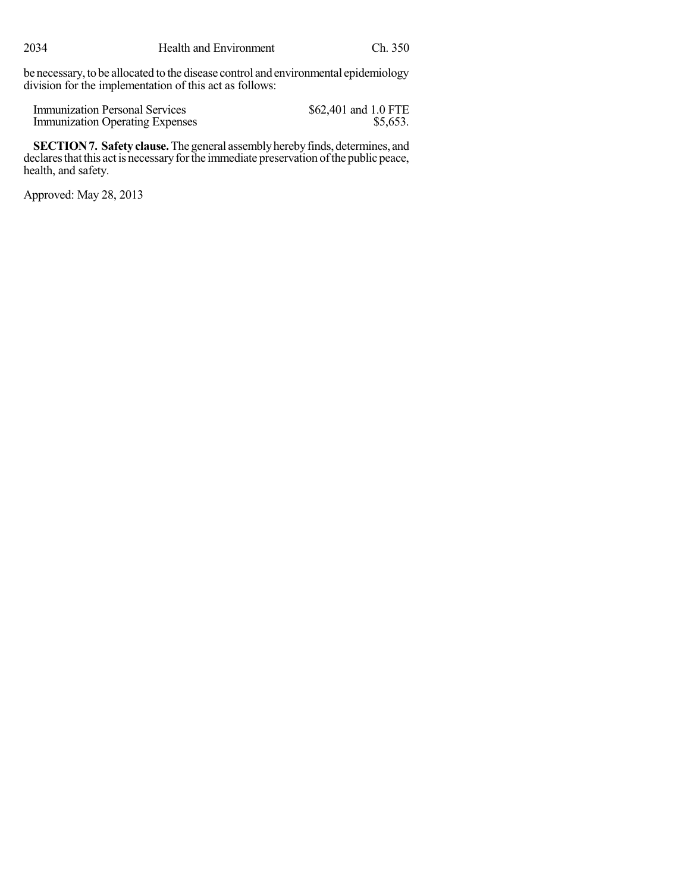be necessary, to be allocated to the disease control and environmental epidemiology division for the implementation of this act as follows:

| | |
|---|---|
| Immunization Personal Services | $62,401 and 1.0 FTE |
| Immunization Operating Expenses | $5,653. |

**SECTION 7. Safety clause.** The general assembly hereby finds, determines, and declares that this act is necessary for the immediate preservation of the public peace, health, and safety.

Approved: May 28, 2013